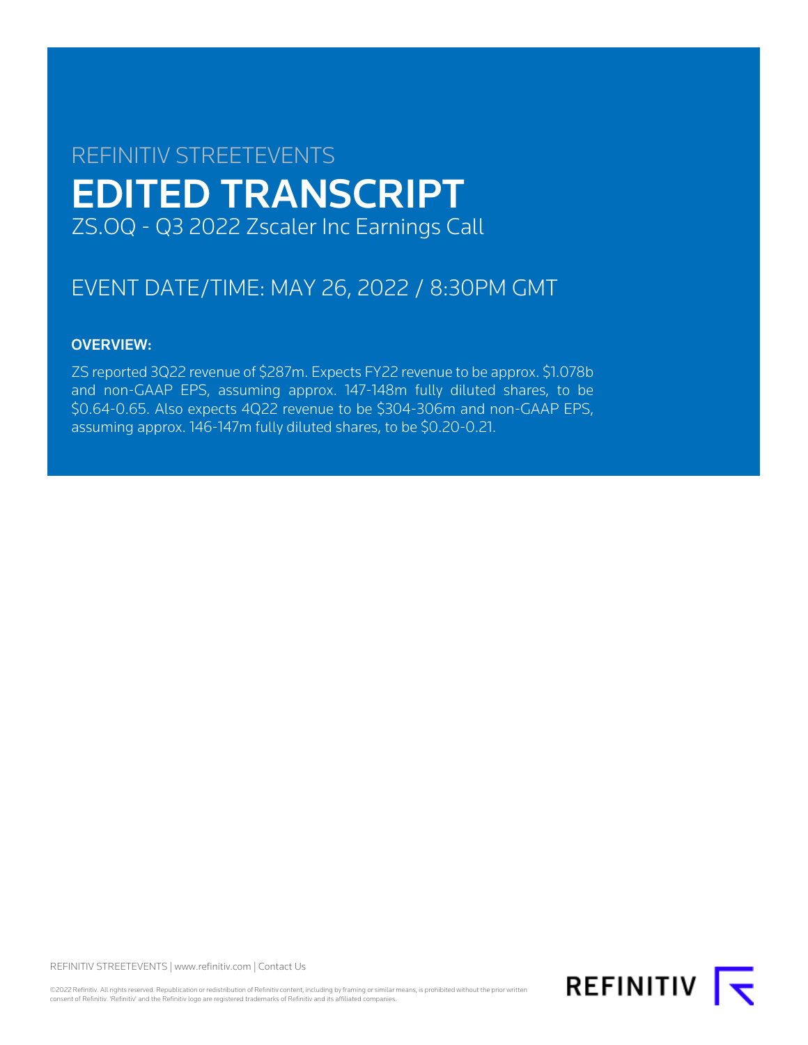REFINITIV STREETEVENTS

# EDITED TRANSCRIPT

ZS.OQ - Q3 2022 Zscaler Inc Earnings Call

## EVENT DATE/TIME: MAY 26, 2022 / 8:30PM GMT

### OVERVIEW:

ZS reported 3Q22 revenue of $287m. Expects FY22 revenue to be approx. $1.078b and non-GAAP EPS, assuming approx. 147-148m fully diluted shares, to be $0.64-0.65. Also expects 4Q22 revenue to be $304-306m and non-GAAP EPS, assuming approx. 146-147m fully diluted shares, to be $0.20-0.21.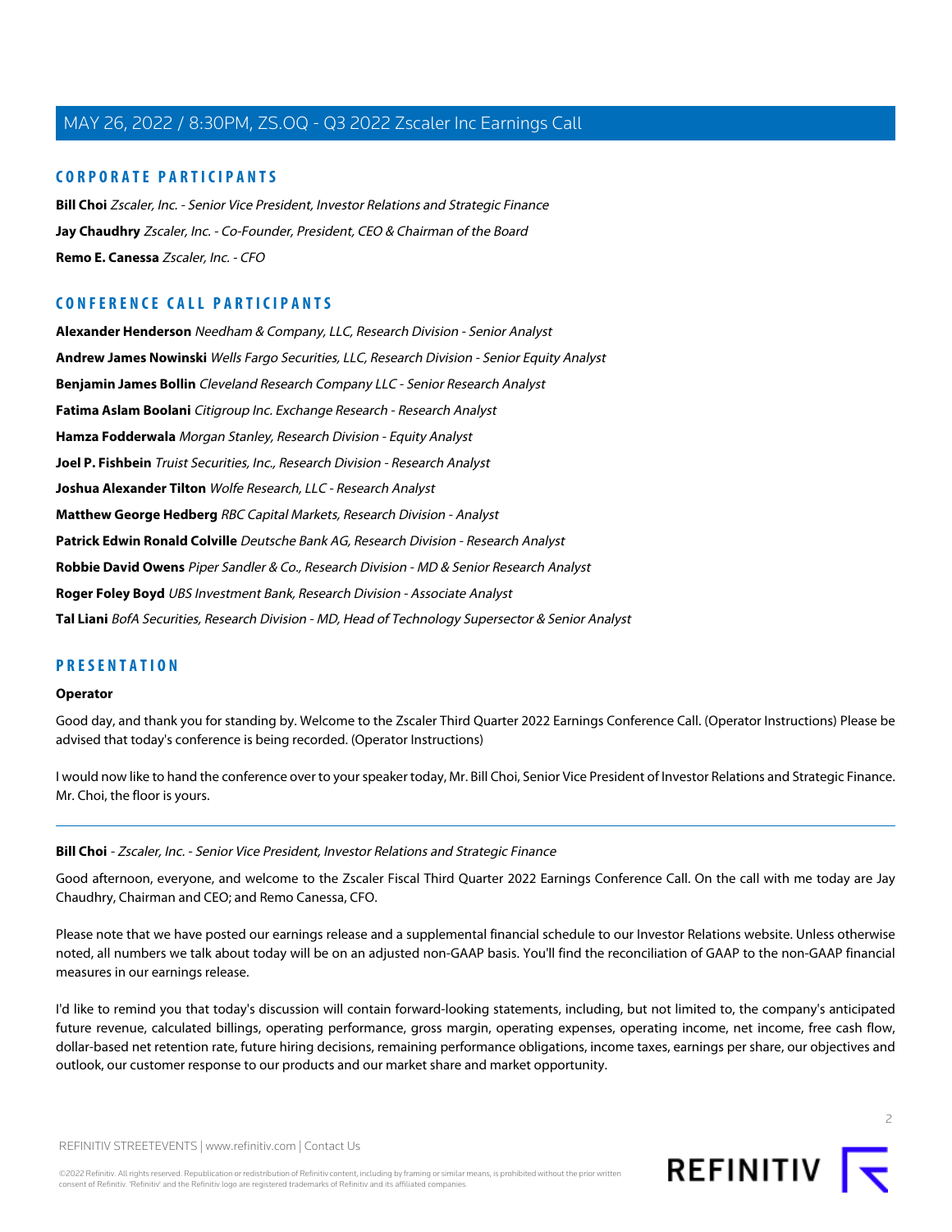## CORPORATE PARTICIPANTS

**Bill Choi** *Zscaler, Inc. - Senior Vice President, Investor Relations and Strategic Finance*

**Jay Chaudhry** *Zscaler, Inc. - Co-Founder, President, CEO & Chairman of the Board*

**Remo E. Canessa** *Zscaler, Inc. - CFO*

## CONFERENCE CALL PARTICIPANTS

**Alexander Henderson** *Needham & Company, LLC, Research Division - Senior Analyst*

**Andrew James Nowinski** *Wells Fargo Securities, LLC, Research Division - Senior Equity Analyst*

**Benjamin James Bollin** *Cleveland Research Company LLC - Senior Research Analyst*

**Fatima Aslam Boolani** *Citigroup Inc. Exchange Research - Research Analyst*

**Hamza Fodderwala** *Morgan Stanley, Research Division - Equity Analyst*

**Joel P. Fishbein** *Truist Securities, Inc., Research Division - Research Analyst*

**Joshua Alexander Tilton** *Wolfe Research, LLC - Research Analyst*

**Matthew George Hedberg** *RBC Capital Markets, Research Division - Analyst*

**Patrick Edwin Ronald Colville** *Deutsche Bank AG, Research Division - Research Analyst*

**Robbie David Owens** *Piper Sandler & Co., Research Division - MD & Senior Research Analyst*

**Roger Foley Boyd** *UBS Investment Bank, Research Division - Associate Analyst*

**Tal Liani** *BofA Securities, Research Division - MD, Head of Technology Supersector & Senior Analyst*

## PRESENTATION

**Operator**

Good day, and thank you for standing by. Welcome to the Zscaler Third Quarter 2022 Earnings Conference Call. (Operator Instructions) Please be advised that today's conference is being recorded. (Operator Instructions)

I would now like to hand the conference over to your speaker today, Mr. Bill Choi, Senior Vice President of Investor Relations and Strategic Finance. Mr. Choi, the floor is yours.

---

**Bill Choi** - *Zscaler, Inc. - Senior Vice President, Investor Relations and Strategic Finance*

Good afternoon, everyone, and welcome to the Zscaler Fiscal Third Quarter 2022 Earnings Conference Call. On the call with me today are Jay Chaudhry, Chairman and CEO; and Remo Canessa, CFO.

Please note that we have posted our earnings release and a supplemental financial schedule to our Investor Relations website. Unless otherwise noted, all numbers we talk about today will be on an adjusted non-GAAP basis. You'll find the reconciliation of GAAP to the non-GAAP financial measures in our earnings release.

I'd like to remind you that today's discussion will contain forward-looking statements, including, but not limited to, the company's anticipated future revenue, calculated billings, operating performance, gross margin, operating expenses, operating income, net income, free cash flow, dollar-based net retention rate, future hiring decisions, remaining performance obligations, income taxes, earnings per share, our objectives and outlook, our customer response to our products and our market share and market opportunity.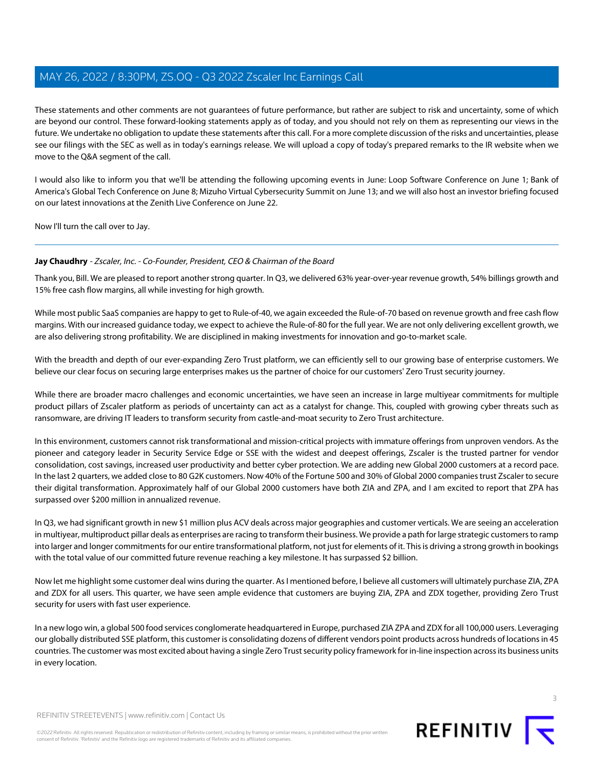These statements and other comments are not guarantees of future performance, but rather are subject to risk and uncertainty, some of which are beyond our control. These forward-looking statements apply as of today, and you should not rely on them as representing our views in the future. We undertake no obligation to update these statements after this call. For a more complete discussion of the risks and uncertainties, please see our filings with the SEC as well as in today's earnings release. We will upload a copy of today's prepared remarks to the IR website when we move to the Q&A segment of the call.

I would also like to inform you that we'll be attending the following upcoming events in June: Loop Software Conference on June 1; Bank of America's Global Tech Conference on June 8; Mizuho Virtual Cybersecurity Summit on June 13; and we will also host an investor briefing focused on our latest innovations at the Zenith Live Conference on June 22.

Now I'll turn the call over to Jay.

---

**Jay Chaudhry** - *Zscaler, Inc. - Co-Founder, President, CEO & Chairman of the Board*

Thank you, Bill. We are pleased to report another strong quarter. In Q3, we delivered 63% year-over-year revenue growth, 54% billings growth and 15% free cash flow margins, all while investing for high growth.

While most public SaaS companies are happy to get to Rule-of-40, we again exceeded the Rule-of-70 based on revenue growth and free cash flow margins. With our increased guidance today, we expect to achieve the Rule-of-80 for the full year. We are not only delivering excellent growth, we are also delivering strong profitability. We are disciplined in making investments for innovation and go-to-market scale.

With the breadth and depth of our ever-expanding Zero Trust platform, we can efficiently sell to our growing base of enterprise customers. We believe our clear focus on securing large enterprises makes us the partner of choice for our customers' Zero Trust security journey.

While there are broader macro challenges and economic uncertainties, we have seen an increase in large multiyear commitments for multiple product pillars of Zscaler platform as periods of uncertainty can act as a catalyst for change. This, coupled with growing cyber threats such as ransomware, are driving IT leaders to transform security from castle-and-moat security to Zero Trust architecture.

In this environment, customers cannot risk transformational and mission-critical projects with immature offerings from unproven vendors. As the pioneer and category leader in Security Service Edge or SSE with the widest and deepest offerings, Zscaler is the trusted partner for vendor consolidation, cost savings, increased user productivity and better cyber protection. We are adding new Global 2000 customers at a record pace. In the last 2 quarters, we added close to 80 G2K customers. Now 40% of the Fortune 500 and 30% of Global 2000 companies trust Zscaler to secure their digital transformation. Approximately half of our Global 2000 customers have both ZIA and ZPA, and I am excited to report that ZPA has surpassed over $200 million in annualized revenue.

In Q3, we had significant growth in new $1 million plus ACV deals across major geographies and customer verticals. We are seeing an acceleration in multiyear, multiproduct pillar deals as enterprises are racing to transform their business. We provide a path for large strategic customers to ramp into larger and longer commitments for our entire transformational platform, not just for elements of it. This is driving a strong growth in bookings with the total value of our committed future revenue reaching a key milestone. It has surpassed $2 billion.

Now let me highlight some customer deal wins during the quarter. As I mentioned before, I believe all customers will ultimately purchase ZIA, ZPA and ZDX for all users. This quarter, we have seen ample evidence that customers are buying ZIA, ZPA and ZDX together, providing Zero Trust security for users with fast user experience.

In a new logo win, a global 500 food services conglomerate headquartered in Europe, purchased ZIA ZPA and ZDX for all 100,000 users. Leveraging our globally distributed SSE platform, this customer is consolidating dozens of different vendors point products across hundreds of locations in 45 countries. The customer was most excited about having a single Zero Trust security policy framework for in-line inspection across its business units in every location.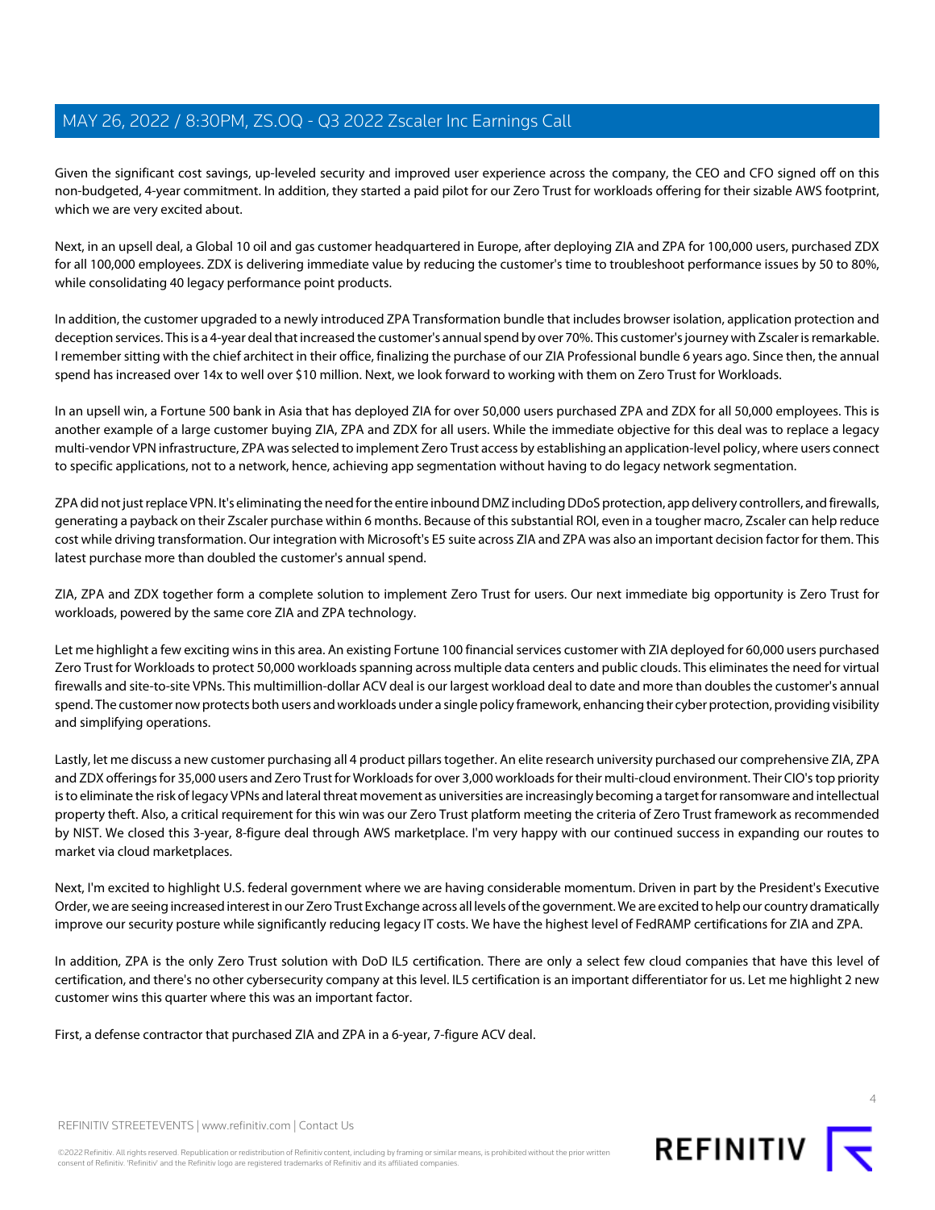Given the significant cost savings, up-leveled security and improved user experience across the company, the CEO and CFO signed off on this non-budgeted, 4-year commitment. In addition, they started a paid pilot for our Zero Trust for workloads offering for their sizable AWS footprint, which we are very excited about.

Next, in an upsell deal, a Global 10 oil and gas customer headquartered in Europe, after deploying ZIA and ZPA for 100,000 users, purchased ZDX for all 100,000 employees. ZDX is delivering immediate value by reducing the customer's time to troubleshoot performance issues by 50 to 80%, while consolidating 40 legacy performance point products.

In addition, the customer upgraded to a newly introduced ZPA Transformation bundle that includes browser isolation, application protection and deception services. This is a 4-year deal that increased the customer's annual spend by over 70%. This customer's journey with Zscaler is remarkable. I remember sitting with the chief architect in their office, finalizing the purchase of our ZIA Professional bundle 6 years ago. Since then, the annual spend has increased over 14x to well over $10 million. Next, we look forward to working with them on Zero Trust for Workloads.

In an upsell win, a Fortune 500 bank in Asia that has deployed ZIA for over 50,000 users purchased ZPA and ZDX for all 50,000 employees. This is another example of a large customer buying ZIA, ZPA and ZDX for all users. While the immediate objective for this deal was to replace a legacy multi-vendor VPN infrastructure, ZPA was selected to implement Zero Trust access by establishing an application-level policy, where users connect to specific applications, not to a network, hence, achieving app segmentation without having to do legacy network segmentation.

ZPA did not just replace VPN. It's eliminating the need for the entire inbound DMZ including DDoS protection, app delivery controllers, and firewalls, generating a payback on their Zscaler purchase within 6 months. Because of this substantial ROI, even in a tougher macro, Zscaler can help reduce cost while driving transformation. Our integration with Microsoft's E5 suite across ZIA and ZPA was also an important decision factor for them. This latest purchase more than doubled the customer's annual spend.

ZIA, ZPA and ZDX together form a complete solution to implement Zero Trust for users. Our next immediate big opportunity is Zero Trust for workloads, powered by the same core ZIA and ZPA technology.

Let me highlight a few exciting wins in this area. An existing Fortune 100 financial services customer with ZIA deployed for 60,000 users purchased Zero Trust for Workloads to protect 50,000 workloads spanning across multiple data centers and public clouds. This eliminates the need for virtual firewalls and site-to-site VPNs. This multimillion-dollar ACV deal is our largest workload deal to date and more than doubles the customer's annual spend. The customer now protects both users and workloads under a single policy framework, enhancing their cyber protection, providing visibility and simplifying operations.

Lastly, let me discuss a new customer purchasing all 4 product pillars together. An elite research university purchased our comprehensive ZIA, ZPA and ZDX offerings for 35,000 users and Zero Trust for Workloads for over 3,000 workloads for their multi-cloud environment. Their CIO's top priority is to eliminate the risk of legacy VPNs and lateral threat movement as universities are increasingly becoming a target for ransomware and intellectual property theft. Also, a critical requirement for this win was our Zero Trust platform meeting the criteria of Zero Trust framework as recommended by NIST. We closed this 3-year, 8-figure deal through AWS marketplace. I'm very happy with our continued success in expanding our routes to market via cloud marketplaces.

Next, I'm excited to highlight U.S. federal government where we are having considerable momentum. Driven in part by the President's Executive Order, we are seeing increased interest in our Zero Trust Exchange across all levels of the government. We are excited to help our country dramatically improve our security posture while significantly reducing legacy IT costs. We have the highest level of FedRAMP certifications for ZIA and ZPA.

In addition, ZPA is the only Zero Trust solution with DoD IL5 certification. There are only a select few cloud companies that have this level of certification, and there's no other cybersecurity company at this level. IL5 certification is an important differentiator for us. Let me highlight 2 new customer wins this quarter where this was an important factor.

First, a defense contractor that purchased ZIA and ZPA in a 6-year, 7-figure ACV deal.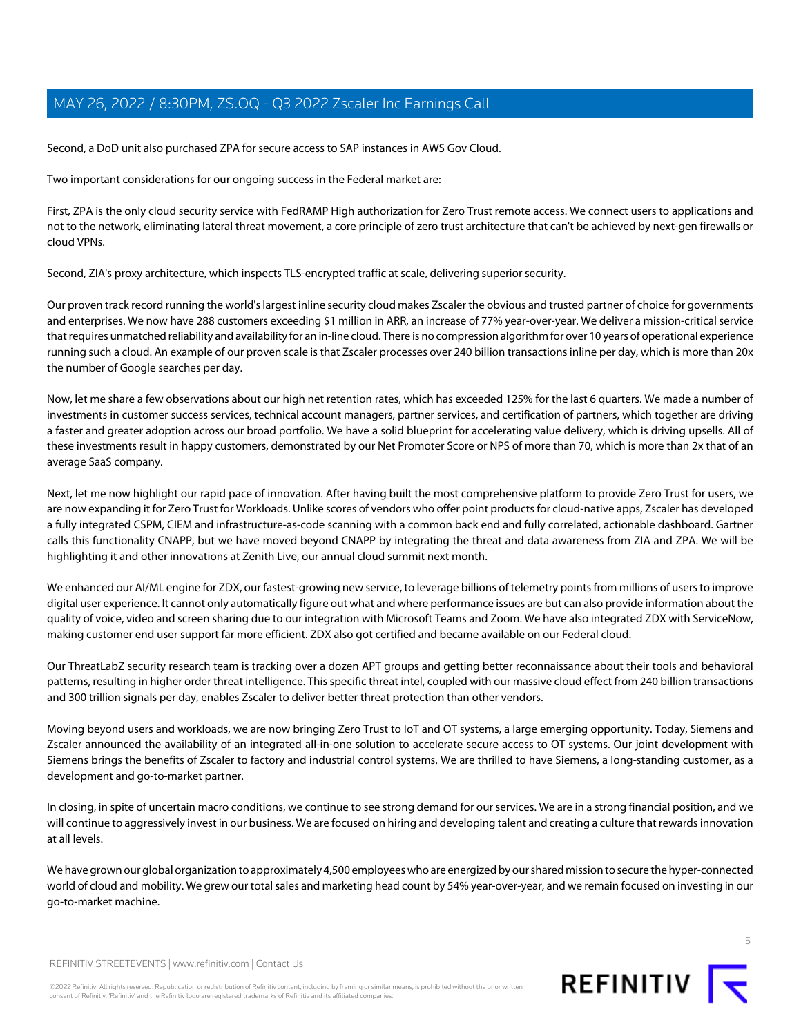Second, a DoD unit also purchased ZPA for secure access to SAP instances in AWS Gov Cloud.

Two important considerations for our ongoing success in the Federal market are:

First, ZPA is the only cloud security service with FedRAMP High authorization for Zero Trust remote access. We connect users to applications and not to the network, eliminating lateral threat movement, a core principle of zero trust architecture that can't be achieved by next-gen firewalls or cloud VPNs.

Second, ZIA's proxy architecture, which inspects TLS-encrypted traffic at scale, delivering superior security.

Our proven track record running the world's largest inline security cloud makes Zscaler the obvious and trusted partner of choice for governments and enterprises. We now have 288 customers exceeding $1 million in ARR, an increase of 77% year-over-year. We deliver a mission-critical service that requires unmatched reliability and availability for an in-line cloud. There is no compression algorithm for over 10 years of operational experience running such a cloud. An example of our proven scale is that Zscaler processes over 240 billion transactions inline per day, which is more than 20x the number of Google searches per day.

Now, let me share a few observations about our high net retention rates, which has exceeded 125% for the last 6 quarters. We made a number of investments in customer success services, technical account managers, partner services, and certification of partners, which together are driving a faster and greater adoption across our broad portfolio. We have a solid blueprint for accelerating value delivery, which is driving upsells. All of these investments result in happy customers, demonstrated by our Net Promoter Score or NPS of more than 70, which is more than 2x that of an average SaaS company.

Next, let me now highlight our rapid pace of innovation. After having built the most comprehensive platform to provide Zero Trust for users, we are now expanding it for Zero Trust for Workloads. Unlike scores of vendors who offer point products for cloud-native apps, Zscaler has developed a fully integrated CSPM, CIEM and infrastructure-as-code scanning with a common back end and fully correlated, actionable dashboard. Gartner calls this functionality CNAPP, but we have moved beyond CNAPP by integrating the threat and data awareness from ZIA and ZPA. We will be highlighting it and other innovations at Zenith Live, our annual cloud summit next month.

We enhanced our AI/ML engine for ZDX, our fastest-growing new service, to leverage billions of telemetry points from millions of users to improve digital user experience. It cannot only automatically figure out what and where performance issues are but can also provide information about the quality of voice, video and screen sharing due to our integration with Microsoft Teams and Zoom. We have also integrated ZDX with ServiceNow, making customer end user support far more efficient. ZDX also got certified and became available on our Federal cloud.

Our ThreatLabZ security research team is tracking over a dozen APT groups and getting better reconnaissance about their tools and behavioral patterns, resulting in higher order threat intelligence. This specific threat intel, coupled with our massive cloud effect from 240 billion transactions and 300 trillion signals per day, enables Zscaler to deliver better threat protection than other vendors.

Moving beyond users and workloads, we are now bringing Zero Trust to IoT and OT systems, a large emerging opportunity. Today, Siemens and Zscaler announced the availability of an integrated all-in-one solution to accelerate secure access to OT systems. Our joint development with Siemens brings the benefits of Zscaler to factory and industrial control systems. We are thrilled to have Siemens, a long-standing customer, as a development and go-to-market partner.

In closing, in spite of uncertain macro conditions, we continue to see strong demand for our services. We are in a strong financial position, and we will continue to aggressively invest in our business. We are focused on hiring and developing talent and creating a culture that rewards innovation at all levels.

We have grown our global organization to approximately 4,500 employees who are energized by our shared mission to secure the hyper-connected world of cloud and mobility. We grew our total sales and marketing head count by 54% year-over-year, and we remain focused on investing in our go-to-market machine.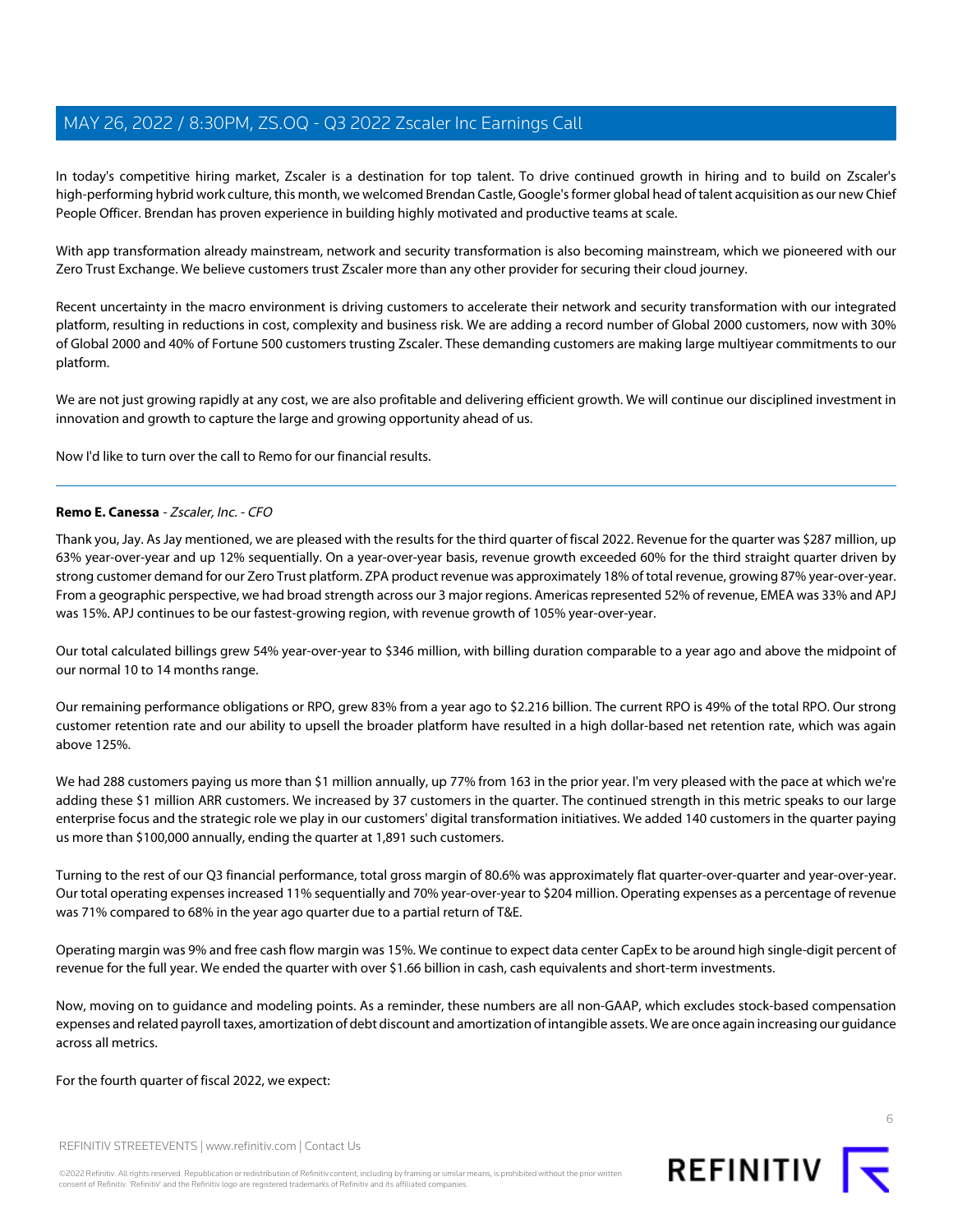In today's competitive hiring market, Zscaler is a destination for top talent. To drive continued growth in hiring and to build on Zscaler's high-performing hybrid work culture, this month, we welcomed Brendan Castle, Google's former global head of talent acquisition as our new Chief People Officer. Brendan has proven experience in building highly motivated and productive teams at scale.

With app transformation already mainstream, network and security transformation is also becoming mainstream, which we pioneered with our Zero Trust Exchange. We believe customers trust Zscaler more than any other provider for securing their cloud journey.

Recent uncertainty in the macro environment is driving customers to accelerate their network and security transformation with our integrated platform, resulting in reductions in cost, complexity and business risk. We are adding a record number of Global 2000 customers, now with 30% of Global 2000 and 40% of Fortune 500 customers trusting Zscaler. These demanding customers are making large multiyear commitments to our platform.

We are not just growing rapidly at any cost, we are also profitable and delivering efficient growth. We will continue our disciplined investment in innovation and growth to capture the large and growing opportunity ahead of us.

Now I'd like to turn over the call to Remo for our financial results.

---

**Remo E. Canessa** - *Zscaler, Inc. - CFO*

Thank you, Jay. As Jay mentioned, we are pleased with the results for the third quarter of fiscal 2022. Revenue for the quarter was $287 million, up 63% year-over-year and up 12% sequentially. On a year-over-year basis, revenue growth exceeded 60% for the third straight quarter driven by strong customer demand for our Zero Trust platform. ZPA product revenue was approximately 18% of total revenue, growing 87% year-over-year. From a geographic perspective, we had broad strength across our 3 major regions. Americas represented 52% of revenue, EMEA was 33% and APJ was 15%. APJ continues to be our fastest-growing region, with revenue growth of 105% year-over-year.

Our total calculated billings grew 54% year-over-year to $346 million, with billing duration comparable to a year ago and above the midpoint of our normal 10 to 14 months range.

Our remaining performance obligations or RPO, grew 83% from a year ago to $2.216 billion. The current RPO is 49% of the total RPO. Our strong customer retention rate and our ability to upsell the broader platform have resulted in a high dollar-based net retention rate, which was again above 125%.

We had 288 customers paying us more than $1 million annually, up 77% from 163 in the prior year. I'm very pleased with the pace at which we're adding these $1 million ARR customers. We increased by 37 customers in the quarter. The continued strength in this metric speaks to our large enterprise focus and the strategic role we play in our customers' digital transformation initiatives. We added 140 customers in the quarter paying us more than $100,000 annually, ending the quarter at 1,891 such customers.

Turning to the rest of our Q3 financial performance, total gross margin of 80.6% was approximately flat quarter-over-quarter and year-over-year. Our total operating expenses increased 11% sequentially and 70% year-over-year to $204 million. Operating expenses as a percentage of revenue was 71% compared to 68% in the year ago quarter due to a partial return of T&E.

Operating margin was 9% and free cash flow margin was 15%. We continue to expect data center CapEx to be around high single-digit percent of revenue for the full year. We ended the quarter with over $1.66 billion in cash, cash equivalents and short-term investments.

Now, moving on to guidance and modeling points. As a reminder, these numbers are all non-GAAP, which excludes stock-based compensation expenses and related payroll taxes, amortization of debt discount and amortization of intangible assets. We are once again increasing our guidance across all metrics.

For the fourth quarter of fiscal 2022, we expect: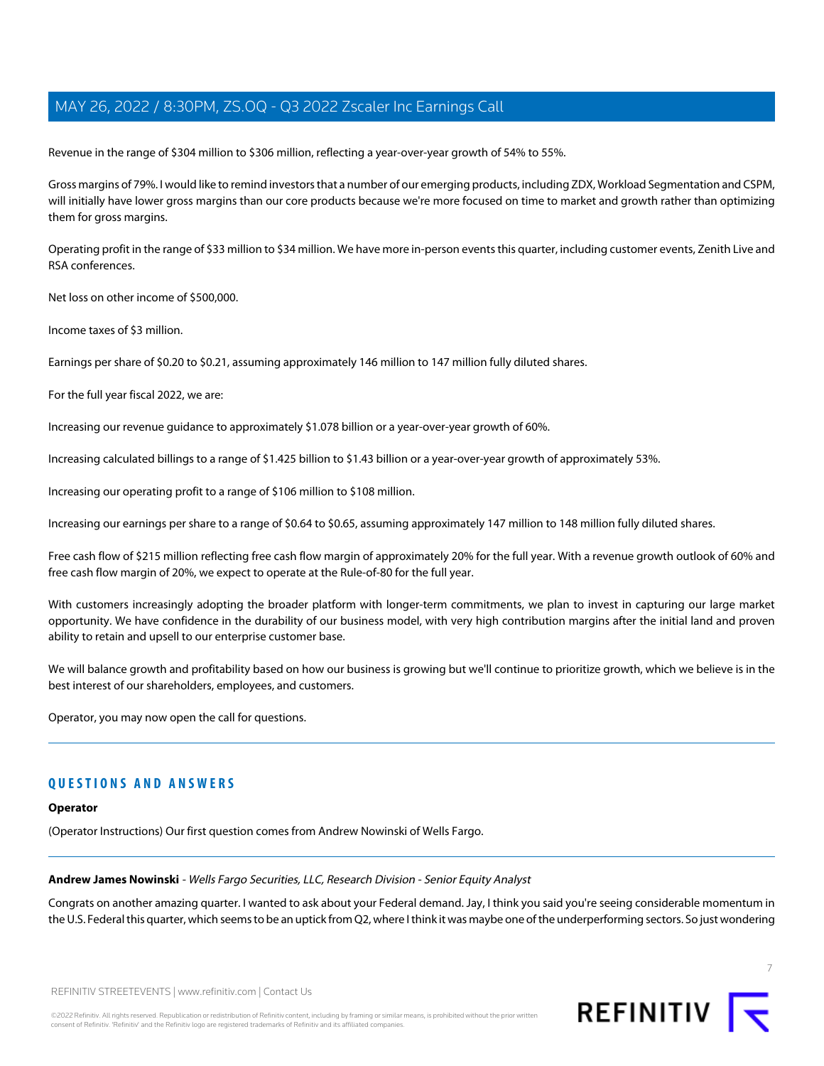Revenue in the range of $304 million to $306 million, reflecting a year-over-year growth of 54% to 55%.

Gross margins of 79%. I would like to remind investors that a number of our emerging products, including ZDX, Workload Segmentation and CSPM, will initially have lower gross margins than our core products because we're more focused on time to market and growth rather than optimizing them for gross margins.

Operating profit in the range of $33 million to $34 million. We have more in-person events this quarter, including customer events, Zenith Live and RSA conferences.

Net loss on other income of $500,000.

Income taxes of $3 million.

Earnings per share of $0.20 to $0.21, assuming approximately 146 million to 147 million fully diluted shares.

For the full year fiscal 2022, we are:

Increasing our revenue guidance to approximately $1.078 billion or a year-over-year growth of 60%.

Increasing calculated billings to a range of $1.425 billion to $1.43 billion or a year-over-year growth of approximately 53%.

Increasing our operating profit to a range of $106 million to $108 million.

Increasing our earnings per share to a range of $0.64 to $0.65, assuming approximately 147 million to 148 million fully diluted shares.

Free cash flow of $215 million reflecting free cash flow margin of approximately 20% for the full year. With a revenue growth outlook of 60% and free cash flow margin of 20%, we expect to operate at the Rule-of-80 for the full year.

With customers increasingly adopting the broader platform with longer-term commitments, we plan to invest in capturing our large market opportunity. We have confidence in the durability of our business model, with very high contribution margins after the initial land and proven ability to retain and upsell to our enterprise customer base.

We will balance growth and profitability based on how our business is growing but we'll continue to prioritize growth, which we believe is in the best interest of our shareholders, employees, and customers.

Operator, you may now open the call for questions.

## QUESTIONS AND ANSWERS

**Operator**

(Operator Instructions) Our first question comes from Andrew Nowinski of Wells Fargo.

**Andrew James Nowinski** - *Wells Fargo Securities, LLC, Research Division - Senior Equity Analyst*

Congrats on another amazing quarter. I wanted to ask about your Federal demand. Jay, I think you said you're seeing considerable momentum in the U.S. Federal this quarter, which seems to be an uptick from Q2, where I think it was maybe one of the underperforming sectors. So just wondering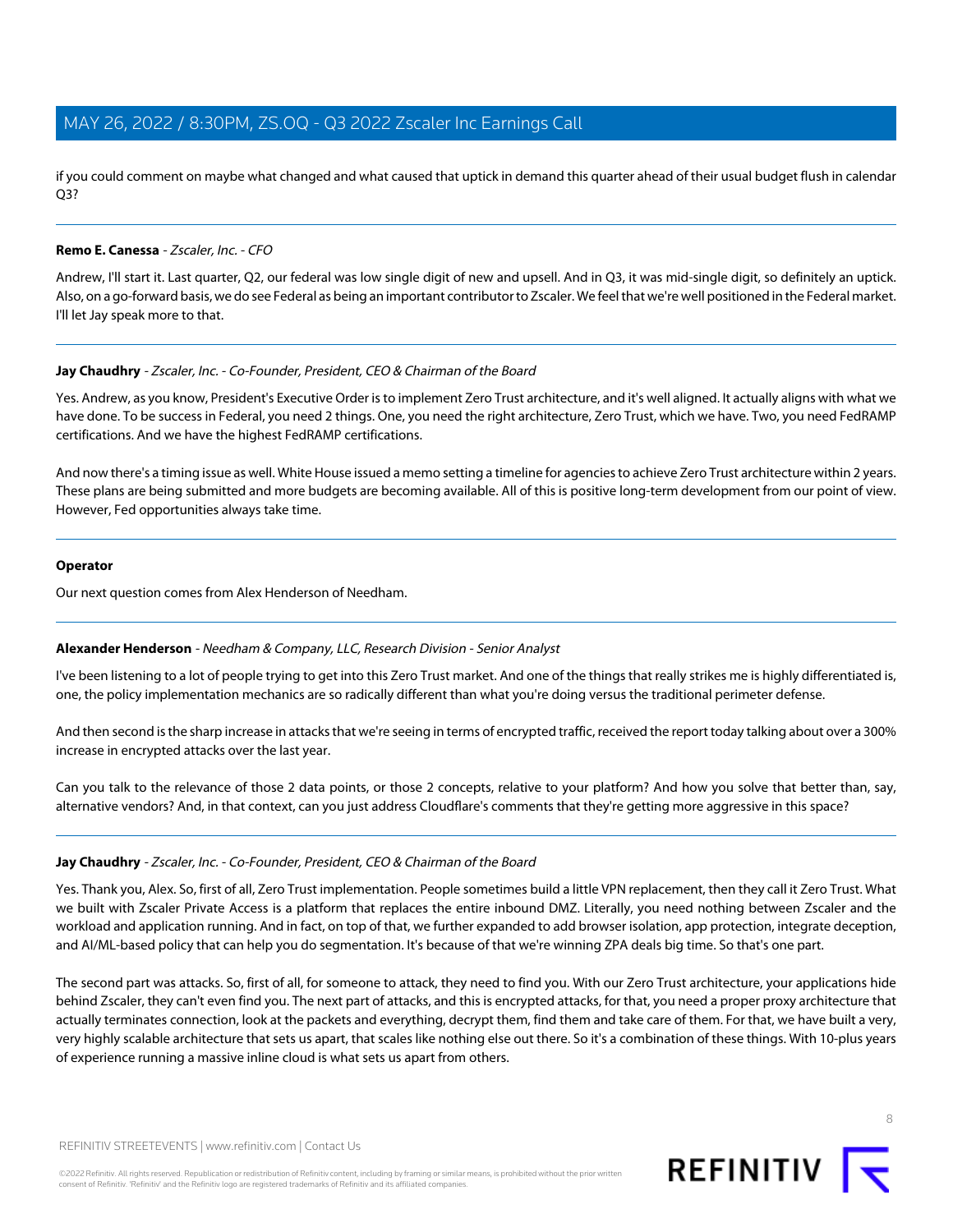if you could comment on maybe what changed and what caused that uptick in demand this quarter ahead of their usual budget flush in calendar Q3?

---

**Remo E. Canessa** - *Zscaler, Inc. - CFO*

Andrew, I'll start it. Last quarter, Q2, our federal was low single digit of new and upsell. And in Q3, it was mid-single digit, so definitely an uptick. Also, on a go-forward basis, we do see Federal as being an important contributor to Zscaler. We feel that we're well positioned in the Federal market. I'll let Jay speak more to that.

---

**Jay Chaudhry** - *Zscaler, Inc. - Co-Founder, President, CEO & Chairman of the Board*

Yes. Andrew, as you know, President's Executive Order is to implement Zero Trust architecture, and it's well aligned. It actually aligns with what we have done. To be success in Federal, you need 2 things. One, you need the right architecture, Zero Trust, which we have. Two, you need FedRAMP certifications. And we have the highest FedRAMP certifications.

And now there's a timing issue as well. White House issued a memo setting a timeline for agencies to achieve Zero Trust architecture within 2 years. These plans are being submitted and more budgets are becoming available. All of this is positive long-term development from our point of view. However, Fed opportunities always take time.

---

**Operator**

Our next question comes from Alex Henderson of Needham.

---

**Alexander Henderson** - *Needham & Company, LLC, Research Division - Senior Analyst*

I've been listening to a lot of people trying to get into this Zero Trust market. And one of the things that really strikes me is highly differentiated is, one, the policy implementation mechanics are so radically different than what you're doing versus the traditional perimeter defense.

And then second is the sharp increase in attacks that we're seeing in terms of encrypted traffic, received the report today talking about over a 300% increase in encrypted attacks over the last year.

Can you talk to the relevance of those 2 data points, or those 2 concepts, relative to your platform? And how you solve that better than, say, alternative vendors? And, in that context, can you just address Cloudflare's comments that they're getting more aggressive in this space?

---

**Jay Chaudhry** - *Zscaler, Inc. - Co-Founder, President, CEO & Chairman of the Board*

Yes. Thank you, Alex. So, first of all, Zero Trust implementation. People sometimes build a little VPN replacement, then they call it Zero Trust. What we built with Zscaler Private Access is a platform that replaces the entire inbound DMZ. Literally, you need nothing between Zscaler and the workload and application running. And in fact, on top of that, we further expanded to add browser isolation, app protection, integrate deception, and AI/ML-based policy that can help you do segmentation. It's because of that we're winning ZPA deals big time. So that's one part.

The second part was attacks. So, first of all, for someone to attack, they need to find you. With our Zero Trust architecture, your applications hide behind Zscaler, they can't even find you. The next part of attacks, and this is encrypted attacks, for that, you need a proper proxy architecture that actually terminates connection, look at the packets and everything, decrypt them, find them and take care of them. For that, we have built a very, very highly scalable architecture that sets us apart, that scales like nothing else out there. So it's a combination of these things. With 10-plus years of experience running a massive inline cloud is what sets us apart from others.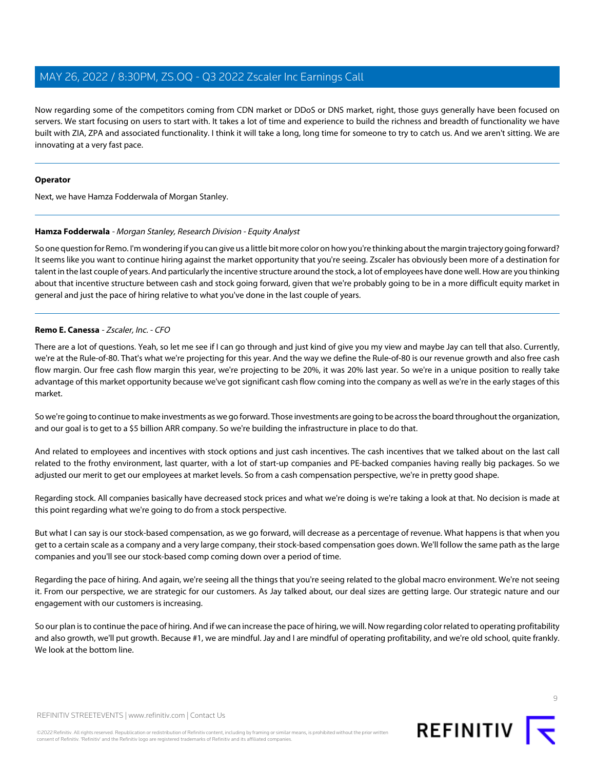Now regarding some of the competitors coming from CDN market or DDoS or DNS market, right, those guys generally have been focused on servers. We start focusing on users to start with. It takes a lot of time and experience to build the richness and breadth of functionality we have built with ZIA, ZPA and associated functionality. I think it will take a long, long time for someone to try to catch us. And we aren't sitting. We are innovating at a very fast pace.

---

**Operator**

Next, we have Hamza Fodderwala of Morgan Stanley.

---

**Hamza Fodderwala** - *Morgan Stanley, Research Division - Equity Analyst*

So one question for Remo. I'm wondering if you can give us a little bit more color on how you're thinking about the margin trajectory going forward? It seems like you want to continue hiring against the market opportunity that you're seeing. Zscaler has obviously been more of a destination for talent in the last couple of years. And particularly the incentive structure around the stock, a lot of employees have done well. How are you thinking about that incentive structure between cash and stock going forward, given that we're probably going to be in a more difficult equity market in general and just the pace of hiring relative to what you've done in the last couple of years.

---

**Remo E. Canessa** - *Zscaler, Inc. - CFO*

There are a lot of questions. Yeah, so let me see if I can go through and just kind of give you my view and maybe Jay can tell that also. Currently, we're at the Rule-of-80. That's what we're projecting for this year. And the way we define the Rule-of-80 is our revenue growth and also free cash flow margin. Our free cash flow margin this year, we're projecting to be 20%, it was 20% last year. So we're in a unique position to really take advantage of this market opportunity because we've got significant cash flow coming into the company as well as we're in the early stages of this market.

So we're going to continue to make investments as we go forward. Those investments are going to be across the board throughout the organization, and our goal is to get to a $5 billion ARR company. So we're building the infrastructure in place to do that.

And related to employees and incentives with stock options and just cash incentives. The cash incentives that we talked about on the last call related to the frothy environment, last quarter, with a lot of start-up companies and PE-backed companies having really big packages. So we adjusted our merit to get our employees at market levels. So from a cash compensation perspective, we're in pretty good shape.

Regarding stock. All companies basically have decreased stock prices and what we're doing is we're taking a look at that. No decision is made at this point regarding what we're going to do from a stock perspective.

But what I can say is our stock-based compensation, as we go forward, will decrease as a percentage of revenue. What happens is that when you get to a certain scale as a company and a very large company, their stock-based compensation goes down. We'll follow the same path as the large companies and you'll see our stock-based comp coming down over a period of time.

Regarding the pace of hiring. And again, we're seeing all the things that you're seeing related to the global macro environment. We're not seeing it. From our perspective, we are strategic for our customers. As Jay talked about, our deal sizes are getting large. Our strategic nature and our engagement with our customers is increasing.

So our plan is to continue the pace of hiring. And if we can increase the pace of hiring, we will. Now regarding color related to operating profitability and also growth, we'll put growth. Because #1, we are mindful. Jay and I are mindful of operating profitability, and we're old school, quite frankly. We look at the bottom line.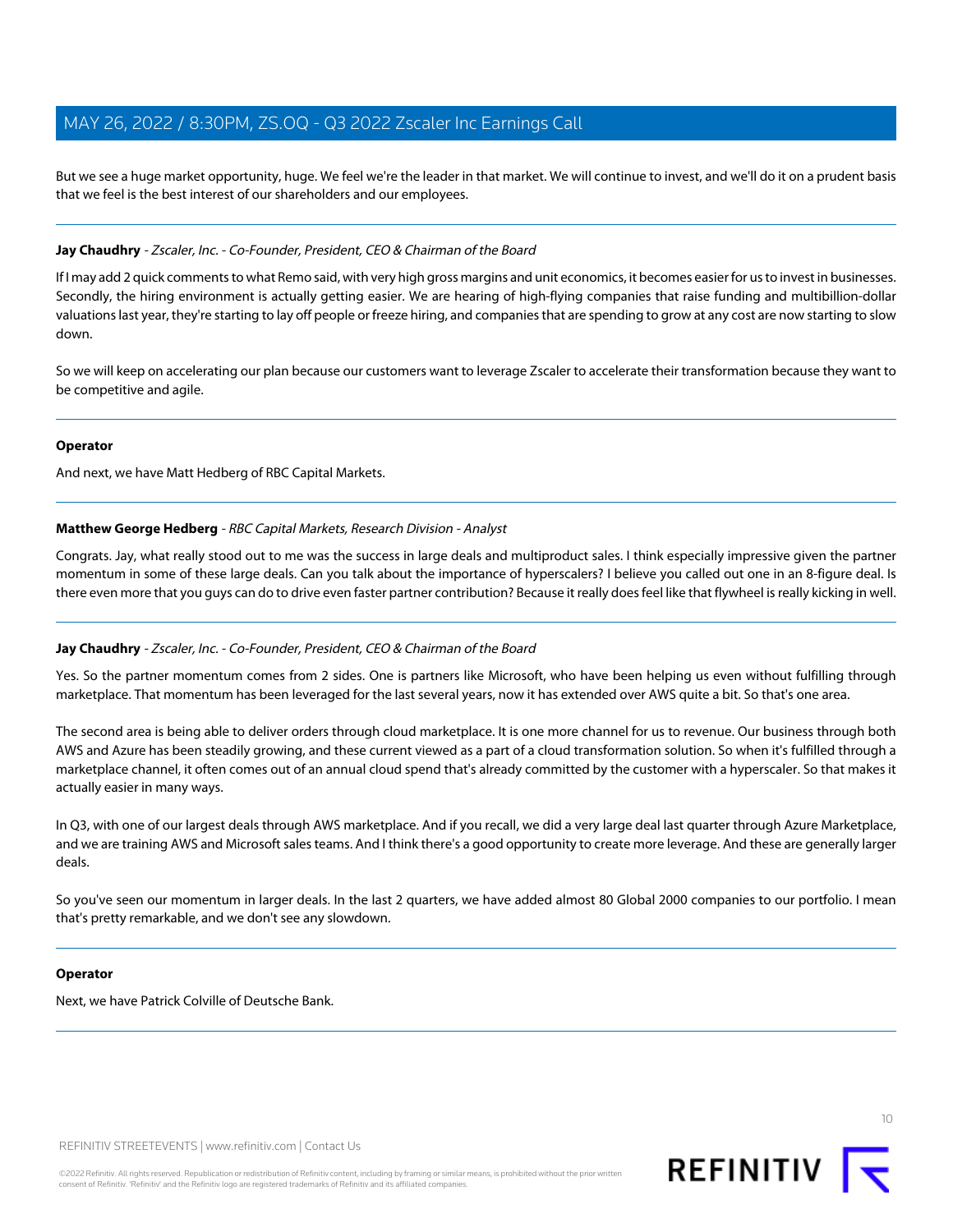But we see a huge market opportunity, huge. We feel we're the leader in that market. We will continue to invest, and we'll do it on a prudent basis that we feel is the best interest of our shareholders and our employees.

---

**Jay Chaudhry** - *Zscaler, Inc. - Co-Founder, President, CEO & Chairman of the Board*

If I may add 2 quick comments to what Remo said, with very high gross margins and unit economics, it becomes easier for us to invest in businesses. Secondly, the hiring environment is actually getting easier. We are hearing of high-flying companies that raise funding and multibillion-dollar valuations last year, they're starting to lay off people or freeze hiring, and companies that are spending to grow at any cost are now starting to slow down.

So we will keep on accelerating our plan because our customers want to leverage Zscaler to accelerate their transformation because they want to be competitive and agile.

---

**Operator**

And next, we have Matt Hedberg of RBC Capital Markets.

---

**Matthew George Hedberg** - *RBC Capital Markets, Research Division - Analyst*

Congrats. Jay, what really stood out to me was the success in large deals and multiproduct sales. I think especially impressive given the partner momentum in some of these large deals. Can you talk about the importance of hyperscalers? I believe you called out one in an 8-figure deal. Is there even more that you guys can do to drive even faster partner contribution? Because it really does feel like that flywheel is really kicking in well.

---

**Jay Chaudhry** - *Zscaler, Inc. - Co-Founder, President, CEO & Chairman of the Board*

Yes. So the partner momentum comes from 2 sides. One is partners like Microsoft, who have been helping us even without fulfilling through marketplace. That momentum has been leveraged for the last several years, now it has extended over AWS quite a bit. So that's one area.

The second area is being able to deliver orders through cloud marketplace. It is one more channel for us to revenue. Our business through both AWS and Azure has been steadily growing, and these current viewed as a part of a cloud transformation solution. So when it's fulfilled through a marketplace channel, it often comes out of an annual cloud spend that's already committed by the customer with a hyperscaler. So that makes it actually easier in many ways.

In Q3, with one of our largest deals through AWS marketplace. And if you recall, we did a very large deal last quarter through Azure Marketplace, and we are training AWS and Microsoft sales teams. And I think there's a good opportunity to create more leverage. And these are generally larger deals.

So you've seen our momentum in larger deals. In the last 2 quarters, we have added almost 80 Global 2000 companies to our portfolio. I mean that's pretty remarkable, and we don't see any slowdown.

---

**Operator**

Next, we have Patrick Colville of Deutsche Bank.

---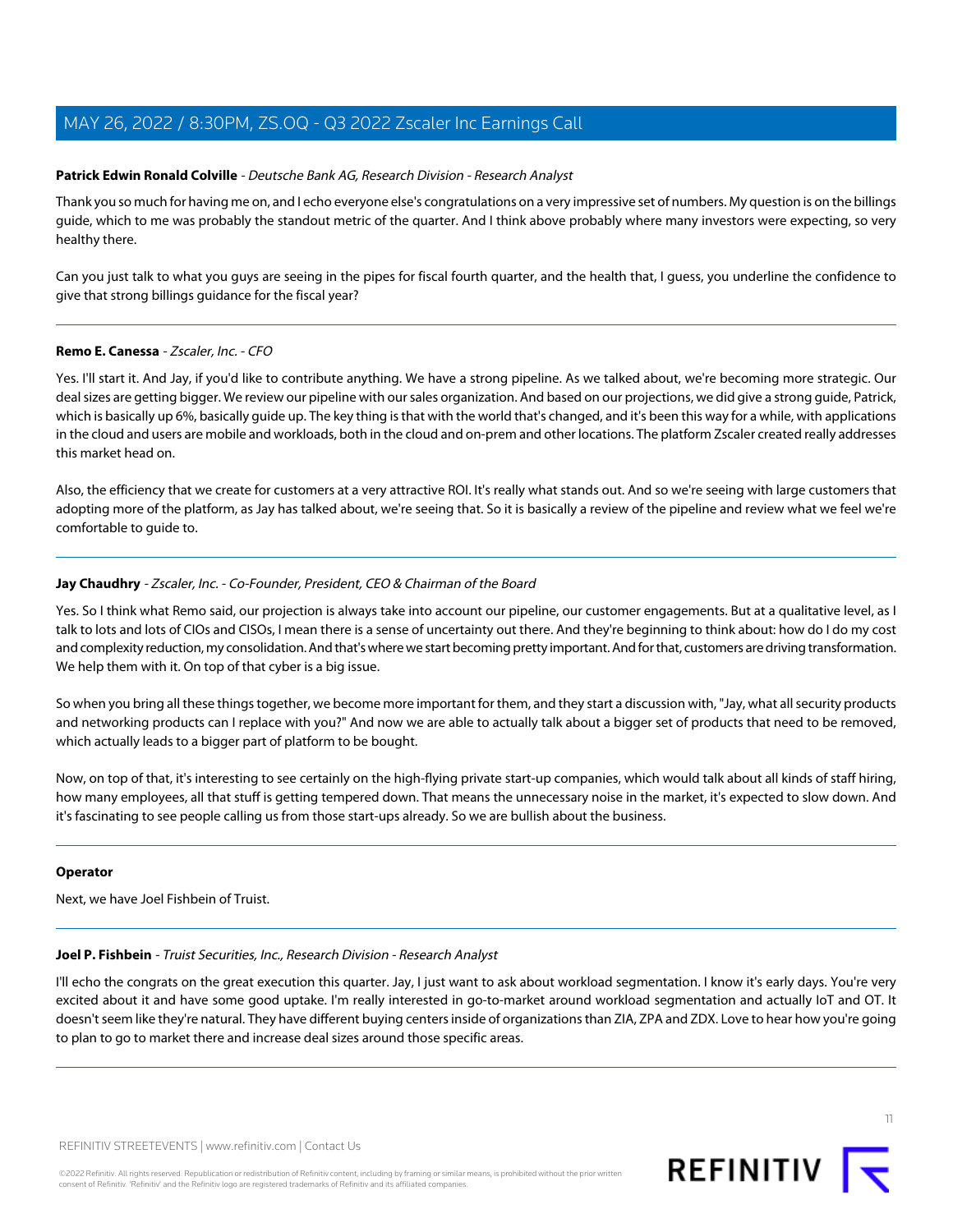**Patrick Edwin Ronald Colville** - *Deutsche Bank AG, Research Division - Research Analyst*

Thank you so much for having me on, and I echo everyone else's congratulations on a very impressive set of numbers. My question is on the billings guide, which to me was probably the standout metric of the quarter. And I think above probably where many investors were expecting, so very healthy there.

Can you just talk to what you guys are seeing in the pipes for fiscal fourth quarter, and the health that, I guess, you underline the confidence to give that strong billings guidance for the fiscal year?

---

**Remo E. Canessa** - *Zscaler, Inc. - CFO*

Yes. I'll start it. And Jay, if you'd like to contribute anything. We have a strong pipeline. As we talked about, we're becoming more strategic. Our deal sizes are getting bigger. We review our pipeline with our sales organization. And based on our projections, we did give a strong guide, Patrick, which is basically up 6%, basically guide up. The key thing is that with the world that's changed, and it's been this way for a while, with applications in the cloud and users are mobile and workloads, both in the cloud and on-prem and other locations. The platform Zscaler created really addresses this market head on.

Also, the efficiency that we create for customers at a very attractive ROI. It's really what stands out. And so we're seeing with large customers that adopting more of the platform, as Jay has talked about, we're seeing that. So it is basically a review of the pipeline and review what we feel we're comfortable to guide to.

---

**Jay Chaudhry** - *Zscaler, Inc. - Co-Founder, President, CEO & Chairman of the Board*

Yes. So I think what Remo said, our projection is always take into account our pipeline, our customer engagements. But at a qualitative level, as I talk to lots and lots of CIOs and CISOs, I mean there is a sense of uncertainty out there. And they're beginning to think about: how do I do my cost and complexity reduction, my consolidation. And that's where we start becoming pretty important. And for that, customers are driving transformation. We help them with it. On top of that cyber is a big issue.

So when you bring all these things together, we become more important for them, and they start a discussion with, "Jay, what all security products and networking products can I replace with you?" And now we are able to actually talk about a bigger set of products that need to be removed, which actually leads to a bigger part of platform to be bought.

Now, on top of that, it's interesting to see certainly on the high-flying private start-up companies, which would talk about all kinds of staff hiring, how many employees, all that stuff is getting tempered down. That means the unnecessary noise in the market, it's expected to slow down. And it's fascinating to see people calling us from those start-ups already. So we are bullish about the business.

---

**Operator**

Next, we have Joel Fishbein of Truist.

---

**Joel P. Fishbein** - *Truist Securities, Inc., Research Division - Research Analyst*

I'll echo the congrats on the great execution this quarter. Jay, I just want to ask about workload segmentation. I know it's early days. You're very excited about it and have some good uptake. I'm really interested in go-to-market around workload segmentation and actually IoT and OT. It doesn't seem like they're natural. They have different buying centers inside of organizations than ZIA, ZPA and ZDX. Love to hear how you're going to plan to go to market there and increase deal sizes around those specific areas.

---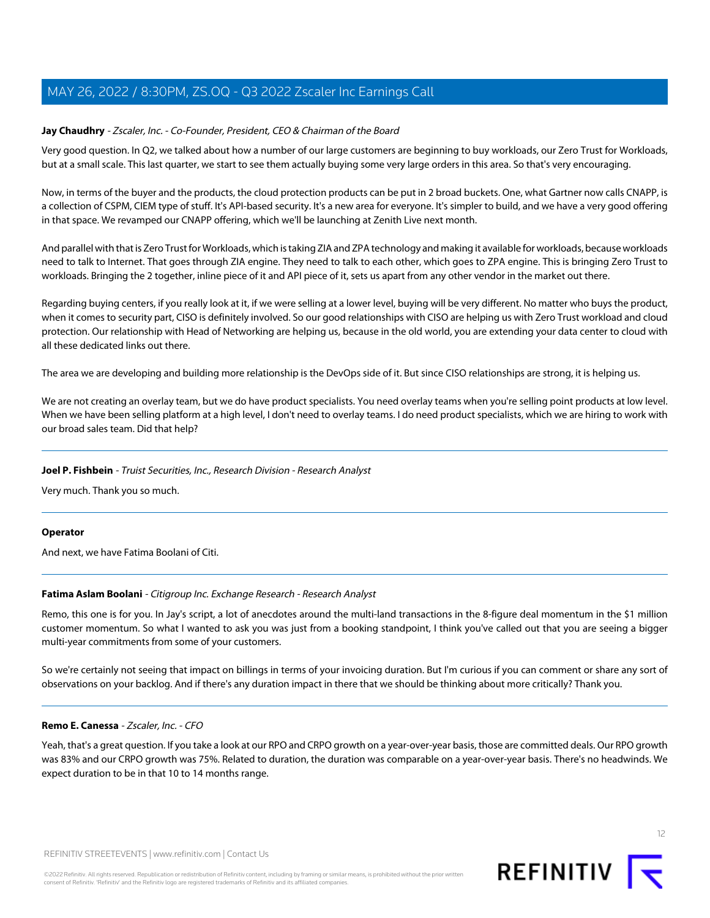**Jay Chaudhry** - *Zscaler, Inc. - Co-Founder, President, CEO & Chairman of the Board*

Very good question. In Q2, we talked about how a number of our large customers are beginning to buy workloads, our Zero Trust for Workloads, but at a small scale. This last quarter, we start to see them actually buying some very large orders in this area. So that's very encouraging.

Now, in terms of the buyer and the products, the cloud protection products can be put in 2 broad buckets. One, what Gartner now calls CNAPP, is a collection of CSPM, CIEM type of stuff. It's API-based security. It's a new area for everyone. It's simpler to build, and we have a very good offering in that space. We revamped our CNAPP offering, which we'll be launching at Zenith Live next month.

And parallel with that is Zero Trust for Workloads, which is taking ZIA and ZPA technology and making it available for workloads, because workloads need to talk to Internet. That goes through ZIA engine. They need to talk to each other, which goes to ZPA engine. This is bringing Zero Trust to workloads. Bringing the 2 together, inline piece of it and API piece of it, sets us apart from any other vendor in the market out there.

Regarding buying centers, if you really look at it, if we were selling at a lower level, buying will be very different. No matter who buys the product, when it comes to security part, CISO is definitely involved. So our good relationships with CISO are helping us with Zero Trust workload and cloud protection. Our relationship with Head of Networking are helping us, because in the old world, you are extending your data center to cloud with all these dedicated links out there.

The area we are developing and building more relationship is the DevOps side of it. But since CISO relationships are strong, it is helping us.

We are not creating an overlay team, but we do have product specialists. You need overlay teams when you're selling point products at low level. When we have been selling platform at a high level, I don't need to overlay teams. I do need product specialists, which we are hiring to work with our broad sales team. Did that help?

---

**Joel P. Fishbein** - *Truist Securities, Inc., Research Division - Research Analyst*

Very much. Thank you so much.

---

**Operator**

And next, we have Fatima Boolani of Citi.

---

**Fatima Aslam Boolani** - *Citigroup Inc. Exchange Research - Research Analyst*

Remo, this one is for you. In Jay's script, a lot of anecdotes around the multi-land transactions in the 8-figure deal momentum in the $1 million customer momentum. So what I wanted to ask you was just from a booking standpoint, I think you've called out that you are seeing a bigger multi-year commitments from some of your customers.

So we're certainly not seeing that impact on billings in terms of your invoicing duration. But I'm curious if you can comment or share any sort of observations on your backlog. And if there's any duration impact in there that we should be thinking about more critically? Thank you.

---

**Remo E. Canessa** - *Zscaler, Inc. - CFO*

Yeah, that's a great question. If you take a look at our RPO and CRPO growth on a year-over-year basis, those are committed deals. Our RPO growth was 83% and our CRPO growth was 75%. Related to duration, the duration was comparable on a year-over-year basis. There's no headwinds. We expect duration to be in that 10 to 14 months range.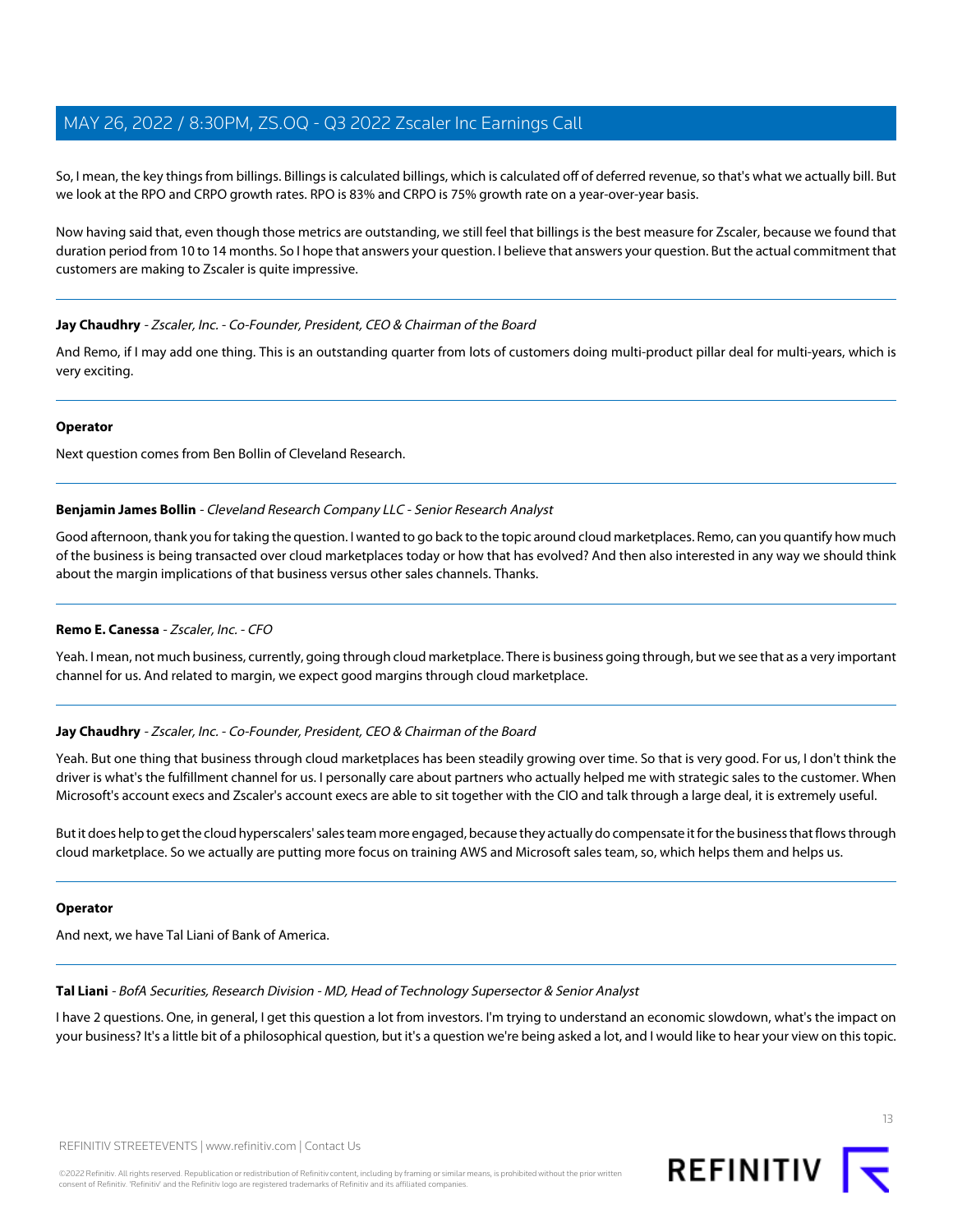So, I mean, the key things from billings. Billings is calculated billings, which is calculated off of deferred revenue, so that's what we actually bill. But we look at the RPO and CRPO growth rates. RPO is 83% and CRPO is 75% growth rate on a year-over-year basis.

Now having said that, even though those metrics are outstanding, we still feel that billings is the best measure for Zscaler, because we found that duration period from 10 to 14 months. So I hope that answers your question. I believe that answers your question. But the actual commitment that customers are making to Zscaler is quite impressive.

---

**Jay Chaudhry** - *Zscaler, Inc. - Co-Founder, President, CEO & Chairman of the Board*

And Remo, if I may add one thing. This is an outstanding quarter from lots of customers doing multi-product pillar deal for multi-years, which is very exciting.

---

**Operator**

Next question comes from Ben Bollin of Cleveland Research.

---

**Benjamin James Bollin** - *Cleveland Research Company LLC - Senior Research Analyst*

Good afternoon, thank you for taking the question. I wanted to go back to the topic around cloud marketplaces. Remo, can you quantify how much of the business is being transacted over cloud marketplaces today or how that has evolved? And then also interested in any way we should think about the margin implications of that business versus other sales channels. Thanks.

---

**Remo E. Canessa** - *Zscaler, Inc. - CFO*

Yeah. I mean, not much business, currently, going through cloud marketplace. There is business going through, but we see that as a very important channel for us. And related to margin, we expect good margins through cloud marketplace.

---

**Jay Chaudhry** - *Zscaler, Inc. - Co-Founder, President, CEO & Chairman of the Board*

Yeah. But one thing that business through cloud marketplaces has been steadily growing over time. So that is very good. For us, I don't think the driver is what's the fulfillment channel for us. I personally care about partners who actually helped me with strategic sales to the customer. When Microsoft's account execs and Zscaler's account execs are able to sit together with the CIO and talk through a large deal, it is extremely useful.

But it does help to get the cloud hyperscalers' sales team more engaged, because they actually do compensate it for the business that flows through cloud marketplace. So we actually are putting more focus on training AWS and Microsoft sales team, so, which helps them and helps us.

---

**Operator**

And next, we have Tal Liani of Bank of America.

---

**Tal Liani** - *BofA Securities, Research Division - MD, Head of Technology Supersector & Senior Analyst*

I have 2 questions. One, in general, I get this question a lot from investors. I'm trying to understand an economic slowdown, what's the impact on your business? It's a little bit of a philosophical question, but it's a question we're being asked a lot, and I would like to hear your view on this topic.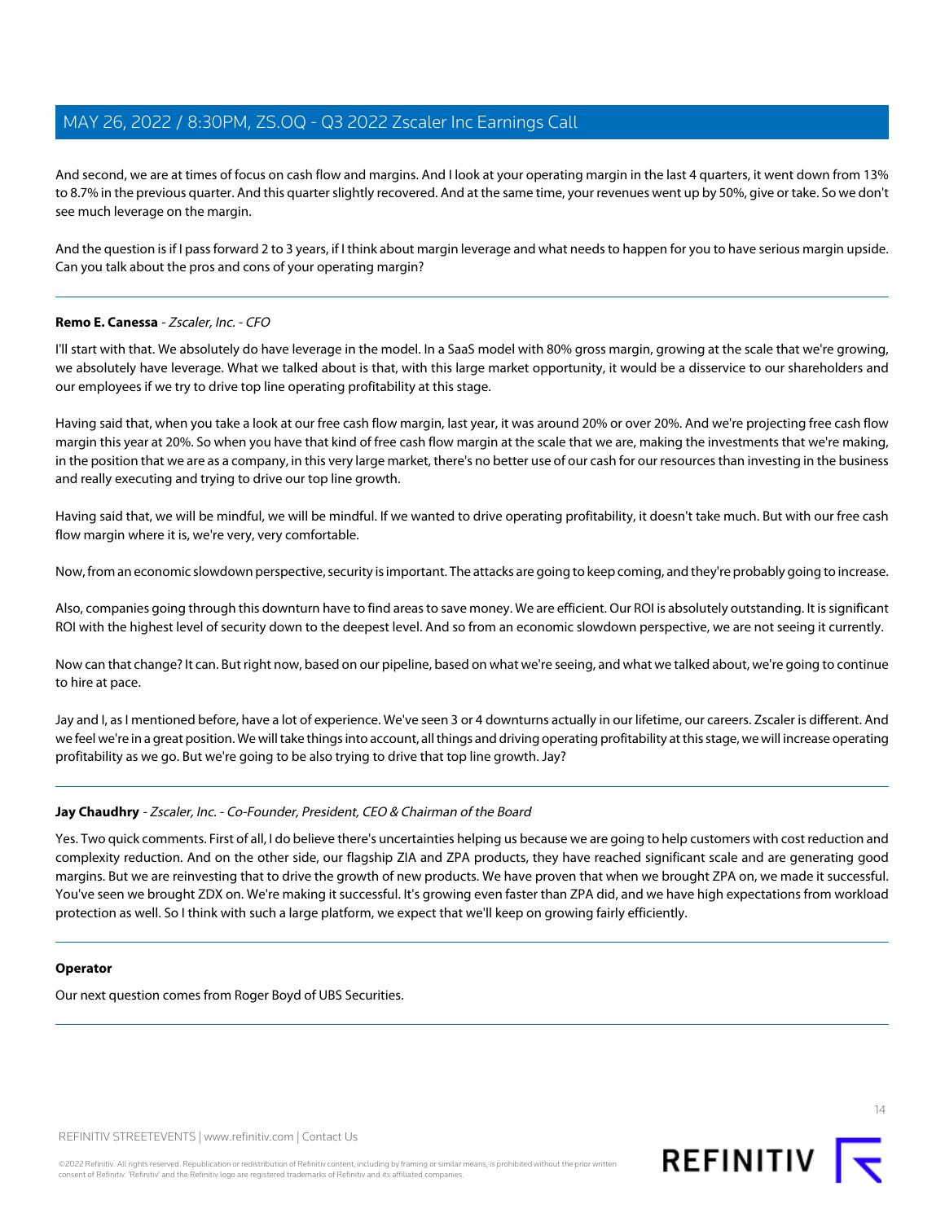And second, we are at times of focus on cash flow and margins. And I look at your operating margin in the last 4 quarters, it went down from 13% to 8.7% in the previous quarter. And this quarter slightly recovered. And at the same time, your revenues went up by 50%, give or take. So we don't see much leverage on the margin.

And the question is if I pass forward 2 to 3 years, if I think about margin leverage and what needs to happen for you to have serious margin upside. Can you talk about the pros and cons of your operating margin?

---

**Remo E. Canessa** - *Zscaler, Inc. - CFO*

I'll start with that. We absolutely do have leverage in the model. In a SaaS model with 80% gross margin, growing at the scale that we're growing, we absolutely have leverage. What we talked about is that, with this large market opportunity, it would be a disservice to our shareholders and our employees if we try to drive top line operating profitability at this stage.

Having said that, when you take a look at our free cash flow margin, last year, it was around 20% or over 20%. And we're projecting free cash flow margin this year at 20%. So when you have that kind of free cash flow margin at the scale that we are, making the investments that we're making, in the position that we are as a company, in this very large market, there's no better use of our cash for our resources than investing in the business and really executing and trying to drive our top line growth.

Having said that, we will be mindful, we will be mindful. If we wanted to drive operating profitability, it doesn't take much. But with our free cash flow margin where it is, we're very, very comfortable.

Now, from an economic slowdown perspective, security is important. The attacks are going to keep coming, and they're probably going to increase.

Also, companies going through this downturn have to find areas to save money. We are efficient. Our ROI is absolutely outstanding. It is significant ROI with the highest level of security down to the deepest level. And so from an economic slowdown perspective, we are not seeing it currently.

Now can that change? It can. But right now, based on our pipeline, based on what we're seeing, and what we talked about, we're going to continue to hire at pace.

Jay and I, as I mentioned before, have a lot of experience. We've seen 3 or 4 downturns actually in our lifetime, our careers. Zscaler is different. And we feel we're in a great position. We will take things into account, all things and driving operating profitability at this stage, we will increase operating profitability as we go. But we're going to be also trying to drive that top line growth. Jay?

---

**Jay Chaudhry** - *Zscaler, Inc. - Co-Founder, President, CEO & Chairman of the Board*

Yes. Two quick comments. First of all, I do believe there's uncertainties helping us because we are going to help customers with cost reduction and complexity reduction. And on the other side, our flagship ZIA and ZPA products, they have reached significant scale and are generating good margins. But we are reinvesting that to drive the growth of new products. We have proven that when we brought ZPA on, we made it successful. You've seen we brought ZDX on. We're making it successful. It's growing even faster than ZPA did, and we have high expectations from workload protection as well. So I think with such a large platform, we expect that we'll keep on growing fairly efficiently.

---

**Operator**

Our next question comes from Roger Boyd of UBS Securities.

---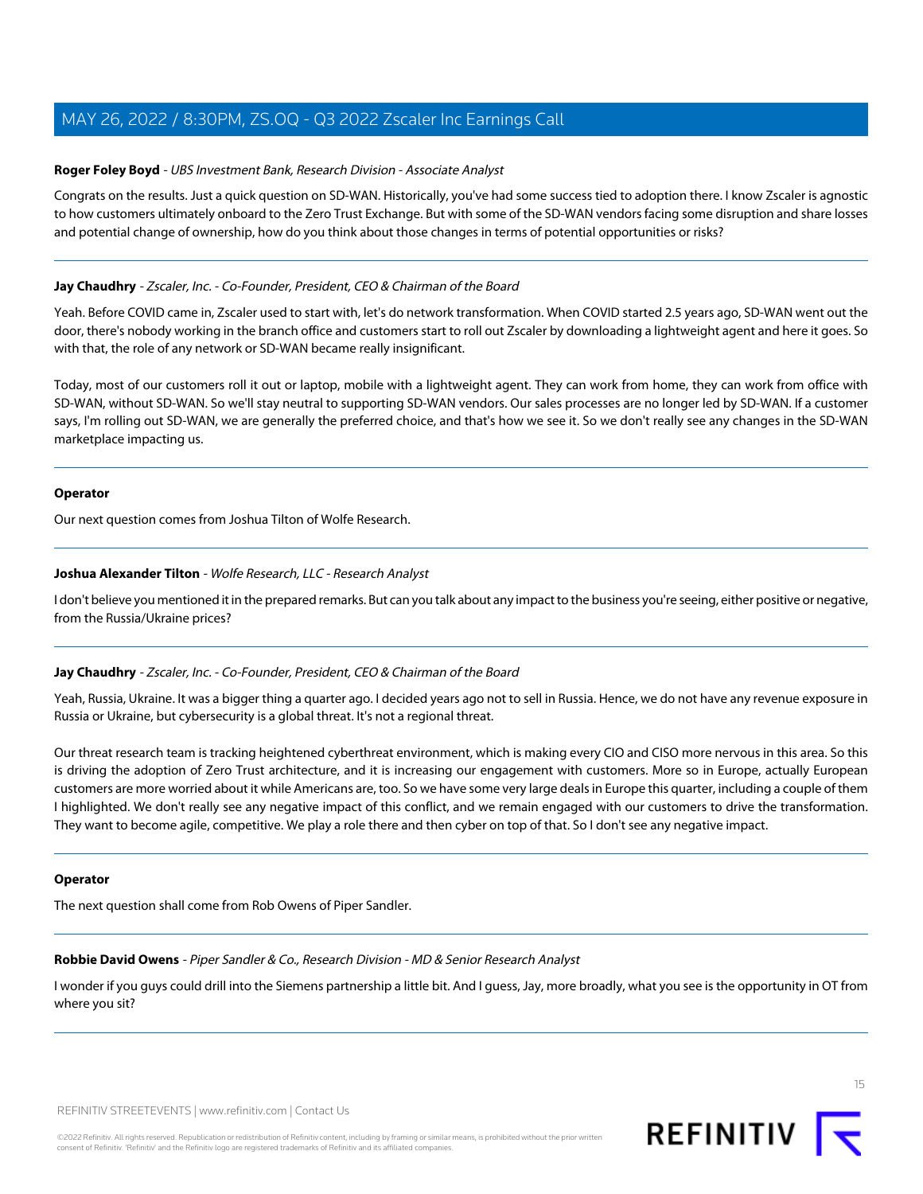**Roger Foley Boyd** - *UBS Investment Bank, Research Division - Associate Analyst*

Congrats on the results. Just a quick question on SD-WAN. Historically, you've had some success tied to adoption there. I know Zscaler is agnostic to how customers ultimately onboard to the Zero Trust Exchange. But with some of the SD-WAN vendors facing some disruption and share losses and potential change of ownership, how do you think about those changes in terms of potential opportunities or risks?

---

**Jay Chaudhry** - *Zscaler, Inc. - Co-Founder, President, CEO & Chairman of the Board*

Yeah. Before COVID came in, Zscaler used to start with, let's do network transformation. When COVID started 2.5 years ago, SD-WAN went out the door, there's nobody working in the branch office and customers start to roll out Zscaler by downloading a lightweight agent and here it goes. So with that, the role of any network or SD-WAN became really insignificant.

Today, most of our customers roll it out or laptop, mobile with a lightweight agent. They can work from home, they can work from office with SD-WAN, without SD-WAN. So we'll stay neutral to supporting SD-WAN vendors. Our sales processes are no longer led by SD-WAN. If a customer says, I'm rolling out SD-WAN, we are generally the preferred choice, and that's how we see it. So we don't really see any changes in the SD-WAN marketplace impacting us.

---

**Operator**

Our next question comes from Joshua Tilton of Wolfe Research.

---

**Joshua Alexander Tilton** - *Wolfe Research, LLC - Research Analyst*

I don't believe you mentioned it in the prepared remarks. But can you talk about any impact to the business you're seeing, either positive or negative, from the Russia/Ukraine prices?

---

**Jay Chaudhry** - *Zscaler, Inc. - Co-Founder, President, CEO & Chairman of the Board*

Yeah, Russia, Ukraine. It was a bigger thing a quarter ago. I decided years ago not to sell in Russia. Hence, we do not have any revenue exposure in Russia or Ukraine, but cybersecurity is a global threat. It's not a regional threat.

Our threat research team is tracking heightened cyberthreat environment, which is making every CIO and CISO more nervous in this area. So this is driving the adoption of Zero Trust architecture, and it is increasing our engagement with customers. More so in Europe, actually European customers are more worried about it while Americans are, too. So we have some very large deals in Europe this quarter, including a couple of them I highlighted. We don't really see any negative impact of this conflict, and we remain engaged with our customers to drive the transformation. They want to become agile, competitive. We play a role there and then cyber on top of that. So I don't see any negative impact.

---

**Operator**

The next question shall come from Rob Owens of Piper Sandler.

---

**Robbie David Owens** - *Piper Sandler & Co., Research Division - MD & Senior Research Analyst*

I wonder if you guys could drill into the Siemens partnership a little bit. And I guess, Jay, more broadly, what you see is the opportunity in OT from where you sit?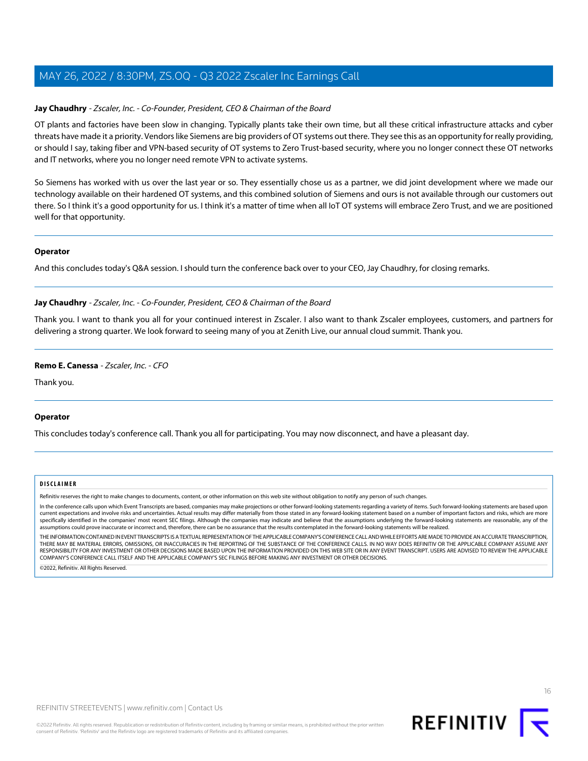**Jay Chaudhry** - *Zscaler, Inc. - Co-Founder, President, CEO & Chairman of the Board*

OT plants and factories have been slow in changing. Typically plants take their own time, but all these critical infrastructure attacks and cyber threats have made it a priority. Vendors like Siemens are big providers of OT systems out there. They see this as an opportunity for really providing, or should I say, taking fiber and VPN-based security of OT systems to Zero Trust-based security, where you no longer connect these OT networks and IT networks, where you no longer need remote VPN to activate systems.

So Siemens has worked with us over the last year or so. They essentially chose us as a partner, we did joint development where we made our technology available on their hardened OT systems, and this combined solution of Siemens and ours is not available through our customers out there. So I think it's a good opportunity for us. I think it's a matter of time when all IoT OT systems will embrace Zero Trust, and we are positioned well for that opportunity.

---

**Operator**

And this concludes today's Q&A session. I should turn the conference back over to your CEO, Jay Chaudhry, for closing remarks.

---

**Jay Chaudhry** - *Zscaler, Inc. - Co-Founder, President, CEO & Chairman of the Board*

Thank you. I want to thank you all for your continued interest in Zscaler. I also want to thank Zscaler employees, customers, and partners for delivering a strong quarter. We look forward to seeing many of you at Zenith Live, our annual cloud summit. Thank you.

---

**Remo E. Canessa** - *Zscaler, Inc. - CFO*

Thank you.

---

**Operator**

This concludes today's conference call. Thank you all for participating. You may now disconnect, and have a pleasant day.

---

**DISCLAIMER**

Refinitiv reserves the right to make changes to documents, content, or other information on this web site without obligation to notify any person of such changes.

In the conference calls upon which Event Transcripts are based, companies may make projections or other forward-looking statements regarding a variety of items. Such forward-looking statements are based upon current expectations and involve risks and uncertainties. Actual results may differ materially from those stated in any forward-looking statement based on a number of important factors and risks, which are more specifically identified in the companies' most recent SEC filings. Although the companies may indicate and believe that the assumptions underlying the forward-looking statements are reasonable, any of the assumptions could prove inaccurate or incorrect and, therefore, there can be no assurance that the results contemplated in the forward-looking statements will be realized.

THE INFORMATION CONTAINED IN EVENT TRANSCRIPTS IS A TEXTUAL REPRESENTATION OF THE APPLICABLE COMPANY'S CONFERENCE CALL AND WHILE EFFORTS ARE MADE TO PROVIDE AN ACCURATE TRANSCRIPTION, THERE MAY BE MATERIAL ERRORS, OMISSIONS, OR INACCURACIES IN THE REPORTING OF THE SUBSTANCE OF THE CONFERENCE CALLS. IN NO WAY DOES REFINITIV OR THE APPLICABLE COMPANY ASSUME ANY RESPONSIBILITY FOR ANY INVESTMENT OR OTHER DECISIONS MADE BASED UPON THE INFORMATION PROVIDED ON THIS WEB SITE OR IN ANY EVENT TRANSCRIPT. USERS ARE ADVISED TO REVIEW THE APPLICABLE COMPANY'S CONFERENCE CALL ITSELF AND THE APPLICABLE COMPANY'S SEC FILINGS BEFORE MAKING ANY INVESTMENT OR OTHER DECISIONS.

©2022, Refinitiv. All Rights Reserved.